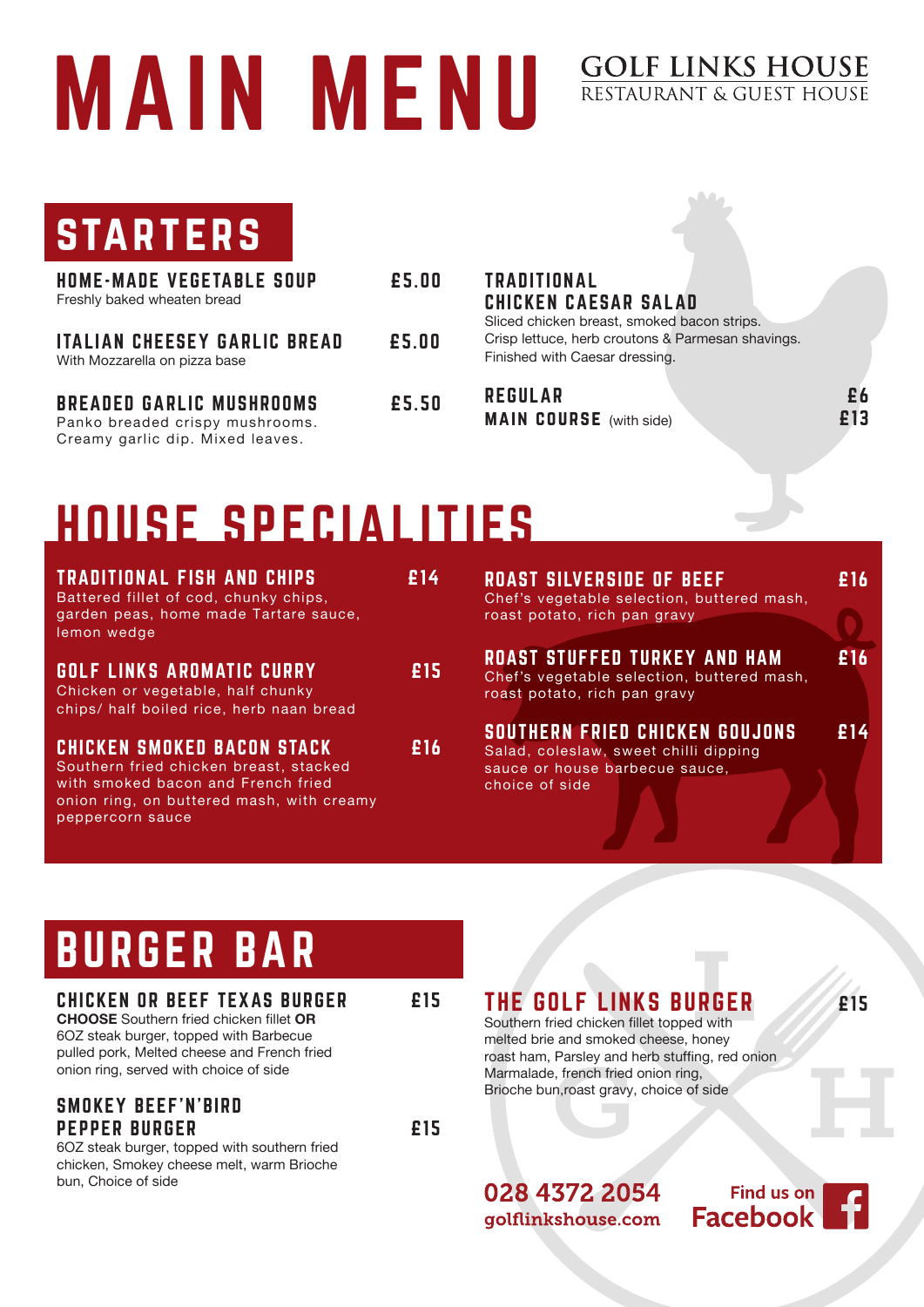# MAIN MENU

**GOLF LINKS HOUSE**
RESTAURANT & GUEST HOUSE

## STARTERS

**HOME-MADE VEGETABLE SOUP** — £5.00
Freshly baked wheaten bread

**ITALIAN CHEESEY GARLIC BREAD** — £5.00
With Mozzarella on pizza base

**BREADED GARLIC MUSHROOMS** — £5.50
Panko breaded crispy mushrooms. Creamy garlic dip. Mixed leaves.

**TRADITIONAL CHICKEN CAESAR SALAD**
Sliced chicken breast, smoked bacon strips. Crisp lettuce, herb croutons & Parmesan shavings. Finished with Caesar dressing.

**REGULAR** — £6
**MAIN COURSE** (with side) — £13

## HOUSE SPECIALITIES

**TRADITIONAL FISH AND CHIPS** — £14
Battered fillet of cod, chunky chips, garden peas, home made Tartare sauce, lemon wedge

**GOLF LINKS AROMATIC CURRY** — £15
Chicken or vegetable, half chunky chips/ half boiled rice, herb naan bread

**CHICKEN SMOKED BACON STACK** — £16
Southern fried chicken breast, stacked with smoked bacon and French fried onion ring, on buttered mash, with creamy peppercorn sauce

**ROAST SILVERSIDE OF BEEF** — £16
Chef's vegetable selection, buttered mash, roast potato, rich pan gravy

**ROAST STUFFED TURKEY AND HAM** — £16
Chef's vegetable selection, buttered mash, roast potato, rich pan gravy

**SOUTHERN FRIED CHICKEN GOUJONS** — £14
Salad, coleslaw, sweet chilli dipping sauce or house barbecue sauce, choice of side

## BURGER BAR

**CHICKEN OR BEEF TEXAS BURGER** — £15
**CHOOSE** Southern fried chicken fillet **OR** 6OZ steak burger, topped with Barbecue pulled pork, Melted cheese and French fried onion ring, served with choice of side

**SMOKEY BEEF'N'BIRD PEPPER BURGER** — £15
6OZ steak burger, topped with southern fried chicken, Smokey cheese melt, warm Brioche bun, Choice of side

**THE GOLF LINKS BURGER** — £15
Southern fried chicken fillet topped with melted brie and smoked cheese, honey roast ham, Parsley and herb stuffing, red onion Marmalade, french fried onion ring, Brioche bun,roast gravy, choice of side

028 4372 2054
golflinkshouse.com

Find us on Facebook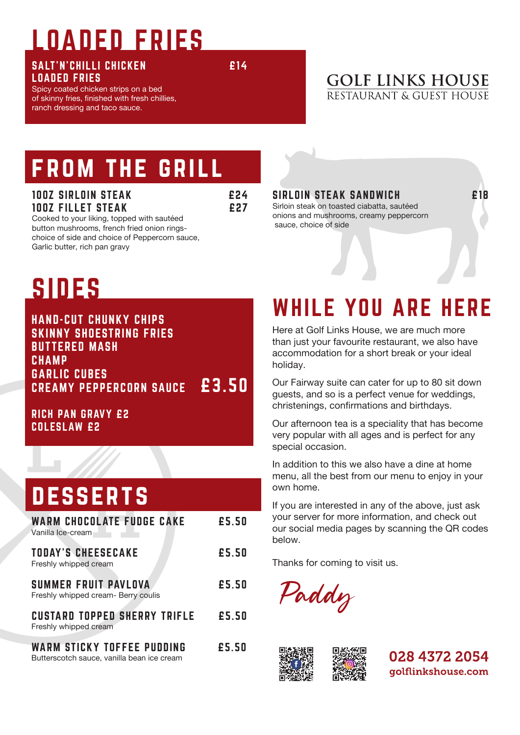# LOADED FRIES

**SALT'N'CHILLI CHICKEN LOADED FRIES** £14
Spicy coated chicken strips on a bed of skinny fries, finished with fresh chillies, ranch dressing and taco sauce.

**GOLF LINKS HOUSE**
RESTAURANT & GUEST HOUSE

# FROM THE GRILL

**10OZ SIRLOIN STEAK** £24
**10OZ FILLET STEAK** £27
Cooked to your liking, topped with sautéed button mushrooms, french fried onion rings- choice of side and choice of Peppercorn sauce, Garlic butter, rich pan gravy

**SIRLOIN STEAK SANDWICH** £18
Sirloin steak on toasted ciabatta, sautéed onions and mushrooms, creamy peppercorn sauce, choice of side

# SIDES

**HAND-CUT CHUNKY CHIPS**
**SKINNY SHOESTRING FRIES**
**BUTTERED MASH**
**CHAMP**
**GARLIC CUBES**
**CREAMY PEPPERCORN SAUCE** **£3.50**

**RICH PAN GRAVY £2**
**COLESLAW £2**

# DESSERTS

**WARM CHOCOLATE FUDGE CAKE** £5.50
Vanilla Ice-cream

**TODAY'S CHEESECAKE** £5.50
Freshly whipped cream

**SUMMER FRUIT PAVLOVA** £5.50
Freshly whipped cream- Berry coulis

**CUSTARD TOPPED SHERRY TRIFLE** £5.50
Freshly whipped cream

**WARM STICKY TOFFEE PUDDING** £5.50
Butterscotch sauce, vanilla bean ice cream

# WHILE YOU ARE HERE

Here at Golf Links House, we are much more than just your favourite restaurant, we also have accommodation for a short break or your ideal holiday.

Our Fairway suite can cater for up to 80 sit down guests, and so is a perfect venue for weddings, christenings, confirmations and birthdays.

Our afternoon tea is a speciality that has become very popular with all ages and is perfect for any special occasion.

In addition to this we also have a dine at home menu, all the best from our menu to enjoy in your own home.

If you are interested in any of the above, just ask your server for more information, and check out our social media pages by scanning the QR codes below.

Thanks for coming to visit us.

*Paddy*

**028 4372 2054**
**golflinkshouse.com**